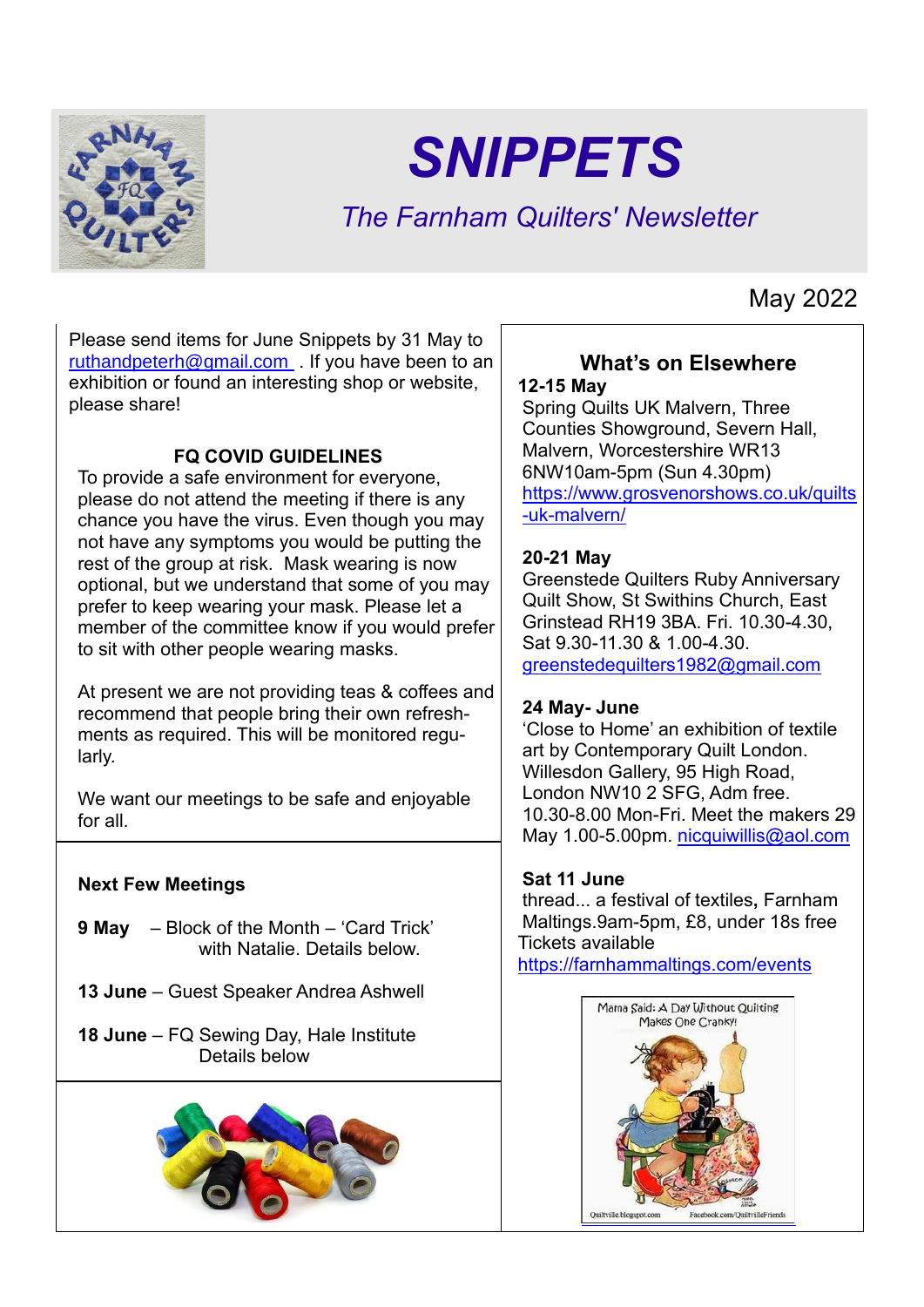# SNIPPETS

*The Farnham Quilters' Newsletter*

May 2022

Please send items for June Snippets by 31 May to ruthandpeterh@gmail.com . If you have been to an exhibition or found an interesting shop or website, please share!

### FQ COVID GUIDELINES

To provide a safe environment for everyone, please do not attend the meeting if there is any chance you have the virus. Even though you may not have any symptoms you would be putting the rest of the group at risk. Mask wearing is now optional, but we understand that some of you may prefer to keep wearing your mask. Please let a member of the committee know if you would prefer to sit with other people wearing masks.

At present we are not providing teas & coffees and recommend that people bring their own refreshments as required. This will be monitored regularly.

We want our meetings to be safe and enjoyable for all.

### Next Few Meetings

**9 May** – Block of the Month – 'Card Trick' with Natalie. Details below.

**13 June** – Guest Speaker Andrea Ashwell

**18 June** – FQ Sewing Day, Hale Institute Details below

## What's on Elsewhere

**12-15 May**
Spring Quilts UK Malvern, Three Counties Showground, Severn Hall, Malvern, Worcestershire WR13 6NW10am-5pm (Sun 4.30pm)
https://www.grosvenorshows.co.uk/quilts-uk-malvern/

**20-21 May**
Greenstede Quilters Ruby Anniversary Quilt Show, St Swithins Church, East Grinstead RH19 3BA. Fri. 10.30-4.30, Sat 9.30-11.30 & 1.00-4.30.
greenstedequilters1982@gmail.com

**24 May- June**
'Close to Home' an exhibition of textile art by Contemporary Quilt London. Willesdon Gallery, 95 High Road, London NW10 2 SFG, Adm free. 10.30-8.00 Mon-Fri. Meet the makers 29 May 1.00-5.00pm. nicquiwillis@aol.com

**Sat 11 June**
thread... a festival of textiles**,** Farnham Maltings.9am-5pm, £8, under 18s free
Tickets available
https://farnhammaltings.com/events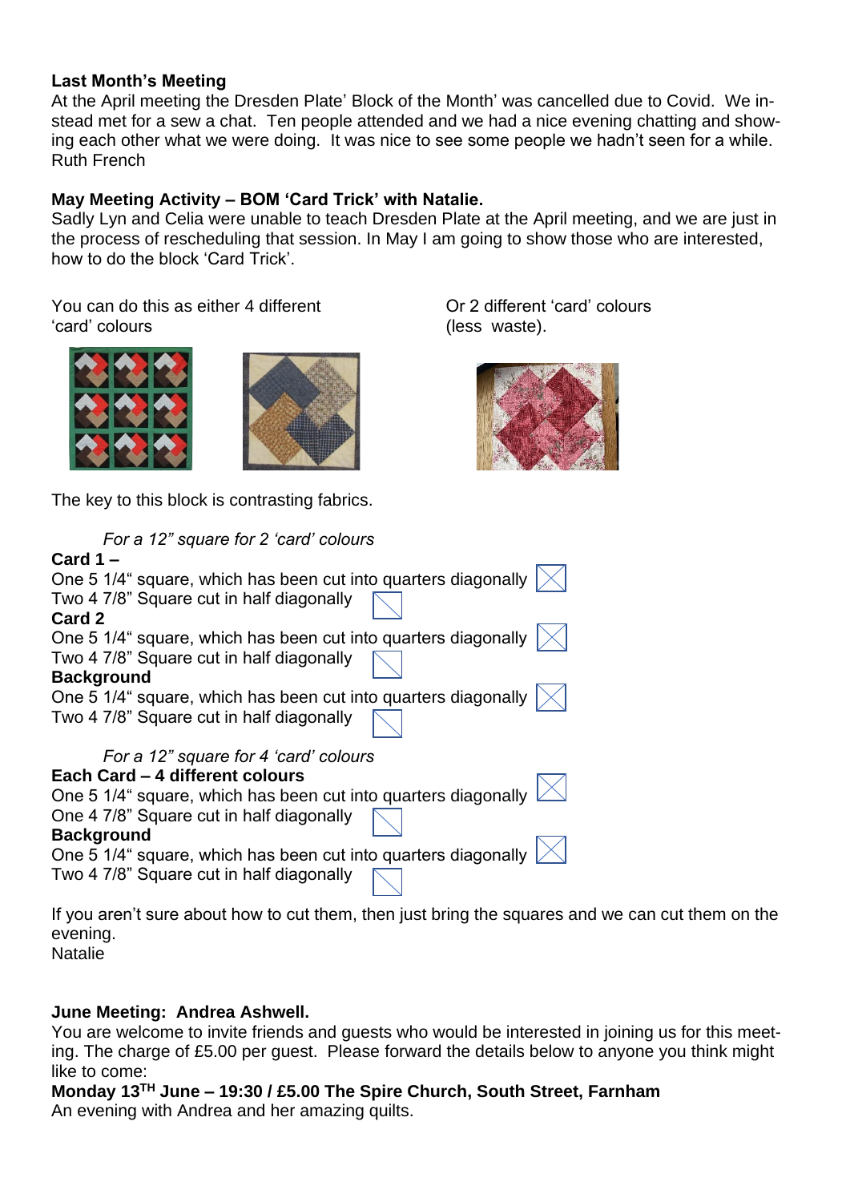**Last Month's Meeting**

At the April meeting the Dresden Plate' Block of the Month' was cancelled due to Covid. We instead met for a sew a chat. Ten people attended and we had a nice evening chatting and showing each other what we were doing. It was nice to see some people we hadn't seen for a while.
Ruth French

**May Meeting Activity – BOM 'Card Trick' with Natalie.**

Sadly Lyn and Celia were unable to teach Dresden Plate at the April meeting, and we are just in the process of rescheduling that session. In May I am going to show those who are interested, how to do the block 'Card Trick'.

You can do this as either 4 different 'card' colours

Or 2 different 'card' colours (less waste).

The key to this block is contrasting fabrics.

*For a 12" square for 2 'card' colours*

**Card 1 –**
One 5 1/4" square, which has been cut into quarters diagonally
Two 4 7/8" Square cut in half diagonally

**Card 2**
One 5 1/4" square, which has been cut into quarters diagonally
Two 4 7/8" Square cut in half diagonally

**Background**
One 5 1/4" square, which has been cut into quarters diagonally
Two 4 7/8" Square cut in half diagonally

*For a 12" square for 4 'card' colours*

**Each Card – 4 different colours**
One 5 1/4" square, which has been cut into quarters diagonally
One 4 7/8" Square cut in half diagonally

**Background**
One 5 1/4" square, which has been cut into quarters diagonally
Two 4 7/8" Square cut in half diagonally

If you aren't sure about how to cut them, then just bring the squares and we can cut them on the evening.
Natalie

**June Meeting: Andrea Ashwell.**

You are welcome to invite friends and guests who would be interested in joining us for this meeting. The charge of £5.00 per guest. Please forward the details below to anyone you think might like to come:

**Monday 13TH June – 19:30 / £5.00 The Spire Church, South Street, Farnham**
An evening with Andrea and her amazing quilts.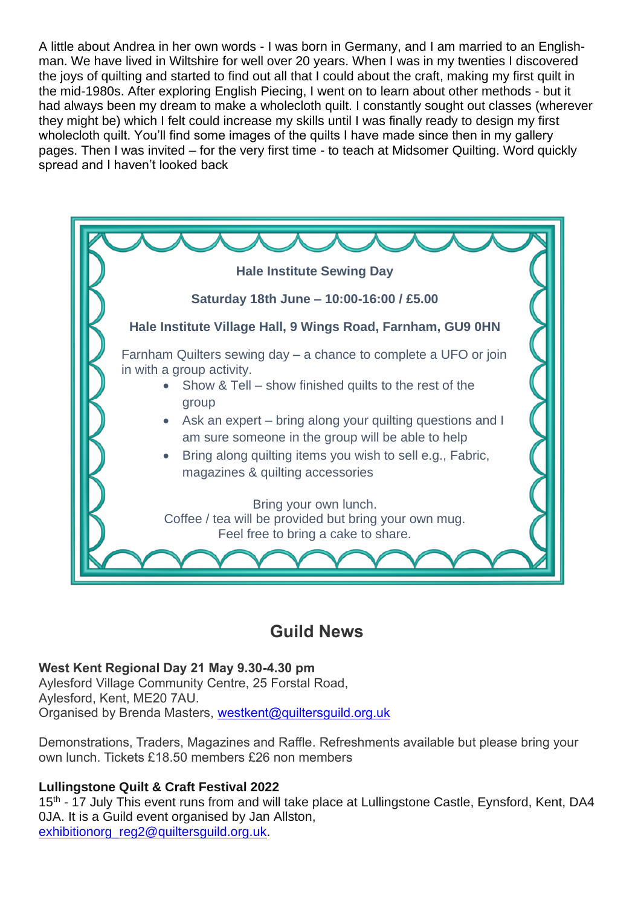A little about Andrea in her own words - I was born in Germany, and I am married to an English-man. We have lived in Wiltshire for well over 20 years. When I was in my twenties I discovered the joys of quilting and started to find out all that I could about the craft, making my first quilt in the mid-1980s. After exploring English Piecing, I went on to learn about other methods - but it had always been my dream to make a wholecloth quilt. I constantly sought out classes (wherever they might be) which I felt could increase my skills until I was finally ready to design my first wholecloth quilt. You'll find some images of the quilts I have made since then in my gallery pages. Then I was invited – for the very first time - to teach at Midsomer Quilting. Word quickly spread and I haven't looked back

**Hale Institute Sewing Day**

**Saturday 18th June – 10:00-16:00 / £5.00**

**Hale Institute Village Hall, 9 Wings Road, Farnham, GU9 0HN**

Farnham Quilters sewing day – a chance to complete a UFO or join in with a group activity.

- Show & Tell – show finished quilts to the rest of the group
- Ask an expert – bring along your quilting questions and I am sure someone in the group will be able to help
- Bring along quilting items you wish to sell e.g., Fabric, magazines & quilting accessories

Bring your own lunch.
Coffee / tea will be provided but bring your own mug.
Feel free to bring a cake to share.

## Guild News

**West Kent Regional Day 21 May 9.30-4.30 pm**
Aylesford Village Community Centre, 25 Forstal Road,
Aylesford, Kent, ME20 7AU.
Organised by Brenda Masters, westkent@quiltersguild.org.uk

Demonstrations, Traders, Magazines and Raffle. Refreshments available but please bring your own lunch. Tickets £18.50 members £26 non members

**Lullingstone Quilt & Craft Festival 2022**
15th - 17 July This event runs from and will take place at Lullingstone Castle, Eynsford, Kent, DA4 0JA. It is a Guild event organised by Jan Allston, exhibitionorg_reg2@quiltersguild.org.uk.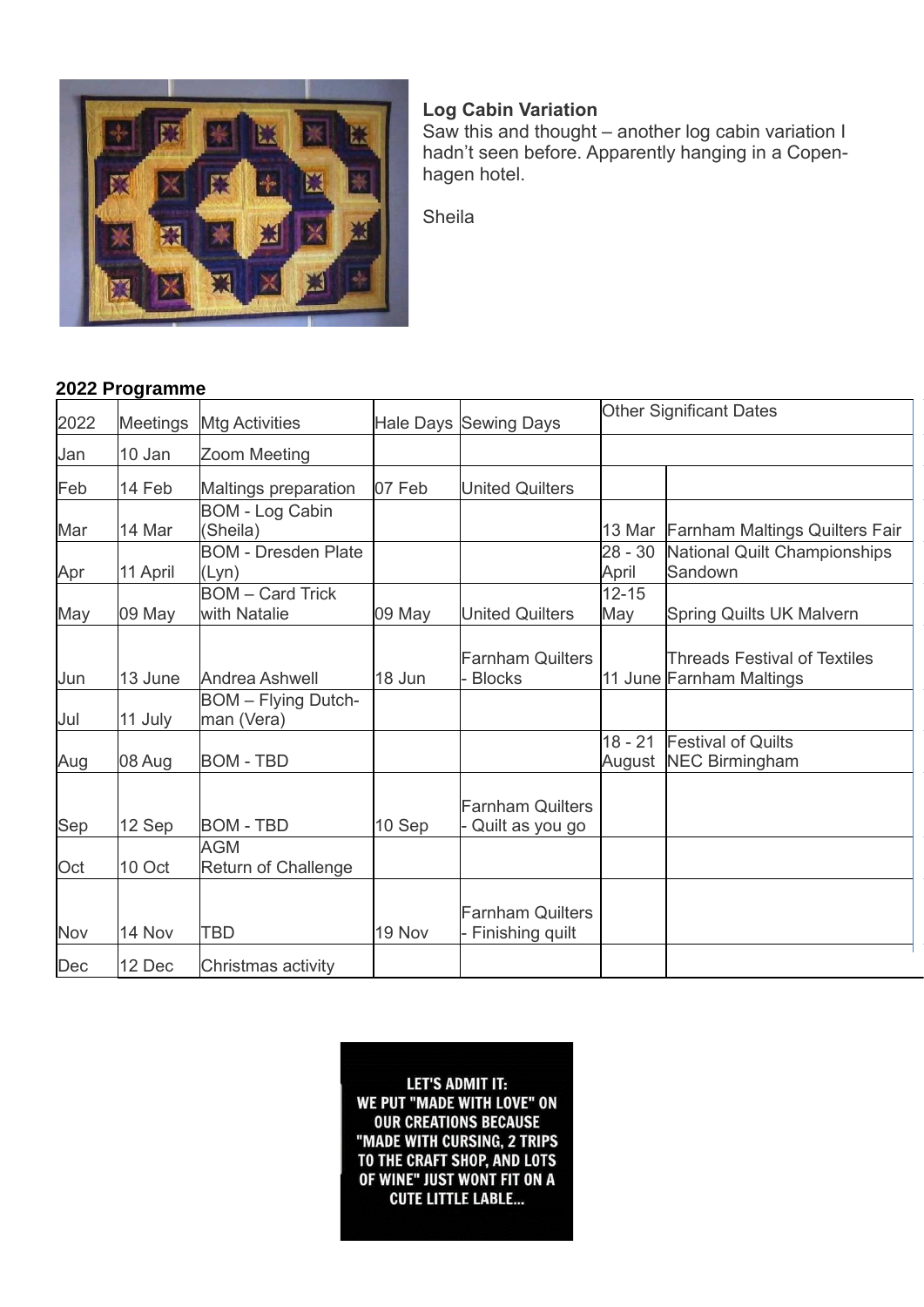**Log Cabin Variation**
Saw this and thought – another log cabin variation I hadn't seen before. Apparently hanging in a Copenhagen hotel.

Sheila

**2022 Programme**

| 2022 | Meetings | Mtg Activities | Hale Days | Sewing Days | Other Significant Dates | |
|---|---|---|---|---|---|---|
| Jan | 10 Jan | Zoom Meeting | | | | |
| Feb | 14 Feb | Maltings preparation | 07 Feb | United Quilters | | |
| Mar | 14 Mar | BOM - Log Cabin (Sheila) | | | 13 Mar | Farnham Maltings Quilters Fair |
| Apr | 11 April | BOM - Dresden Plate (Lyn) | | | 28 - 30 April | National Quilt Championships Sandown |
| May | 09 May | BOM – Card Trick with Natalie | 09 May | United Quilters | 12-15 May | Spring Quilts UK Malvern |
| Jun | 13 June | Andrea Ashwell | 18 Jun | Farnham Quilters - Blocks | 11 June | Threads Festival of Textiles Farnham Maltings |
| Jul | 11 July | BOM – Flying Dutchman (Vera) | | | | |
| Aug | 08 Aug | BOM - TBD | | | 18 - 21 August | Festival of Quilts NEC Birmingham |
| Sep | 12 Sep | BOM - TBD | 10 Sep | Farnham Quilters - Quilt as you go | | |
| Oct | 10 Oct | AGM Return of Challenge | | | | |
| Nov | 14 Nov | TBD | 19 Nov | Farnham Quilters - Finishing quilt | | |
| Dec | 12 Dec | Christmas activity | | | | |

LET'S ADMIT IT: WE PUT "MADE WITH LOVE" ON OUR CREATIONS BECAUSE "MADE WITH CURSING, 2 TRIPS TO THE CRAFT SHOP, AND LOTS OF WINE" JUST WONT FIT ON A CUTE LITTLE LABLE...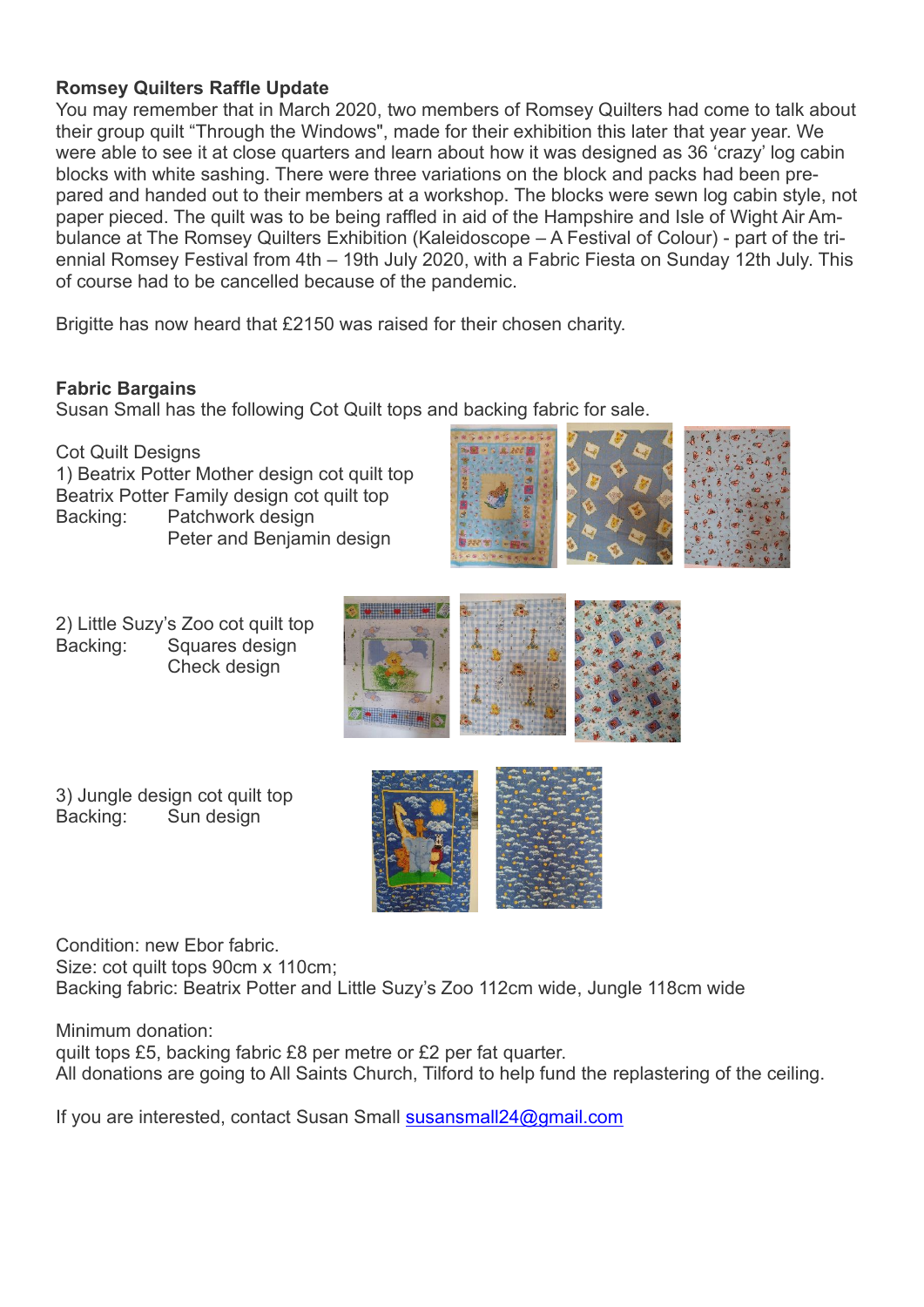**Romsey Quilters Raffle Update**

You may remember that in March 2020, two members of Romsey Quilters had come to talk about their group quilt "Through the Windows", made for their exhibition this later that year year. We were able to see it at close quarters and learn about how it was designed as 36 'crazy' log cabin blocks with white sashing. There were three variations on the block and packs had been prepared and handed out to their members at a workshop. The blocks were sewn log cabin style, not paper pieced. The quilt was to be being raffled in aid of the Hampshire and Isle of Wight Air Ambulance at The Romsey Quilters Exhibition (Kaleidoscope – A Festival of Colour) - part of the triennial Romsey Festival from 4th – 19th July 2020, with a Fabric Fiesta on Sunday 12th July. This of course had to be cancelled because of the pandemic.

Brigitte has now heard that £2150 was raised for their chosen charity.

**Fabric Bargains**

Susan Small has the following Cot Quilt tops and backing fabric for sale.

Cot Quilt Designs

1) Beatrix Potter Mother design cot quilt top
Beatrix Potter Family design cot quilt top
Backing: Patchwork design
Peter and Benjamin design

2) Little Suzy's Zoo cot quilt top
Backing: Squares design
Check design

3) Jungle design cot quilt top
Backing: Sun design

Condition: new Ebor fabric.
Size: cot quilt tops 90cm x 110cm;
Backing fabric: Beatrix Potter and Little Suzy's Zoo 112cm wide, Jungle 118cm wide

Minimum donation:
quilt tops £5, backing fabric £8 per metre or £2 per fat quarter.
All donations are going to All Saints Church, Tilford to help fund the replastering of the ceiling.

If you are interested, contact Susan Small susansmall24@gmail.com